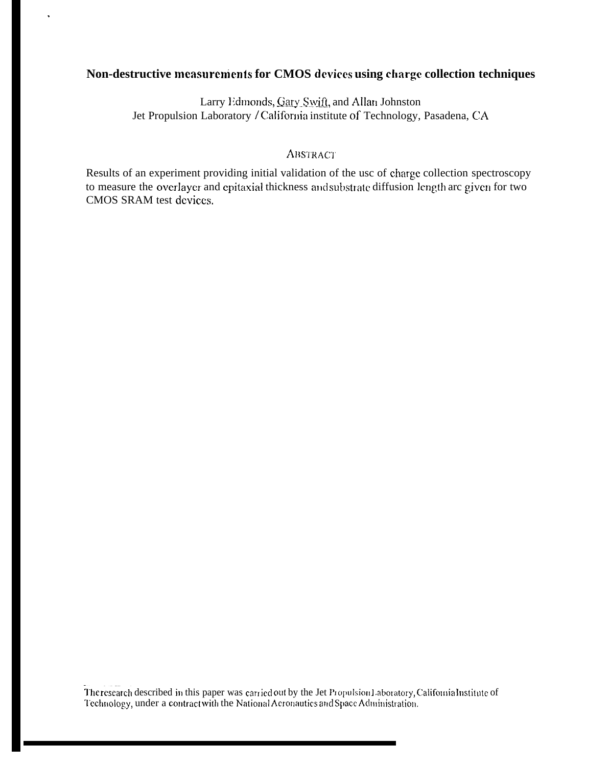# Non-destructive measurements for CMOS devices using charge collection techniques

Larry Edmonds, Gary Swift, and Allan Johnston
Jet Propulsion Laboratory / California institute of Technology, Pasadena, CA

## ABSTRACT

Results of an experiment providing initial validation of the usc of charge collection spectroscopy to measure the overlayer and epitaxial thickness and substrate diffusion length arc given for two CMOS SRAM test devices.

The research described in this paper was carried out by the Jet Propulsion Laboratory, California Institute of Technology, under a contract with the National Aeronautics and Space Administration.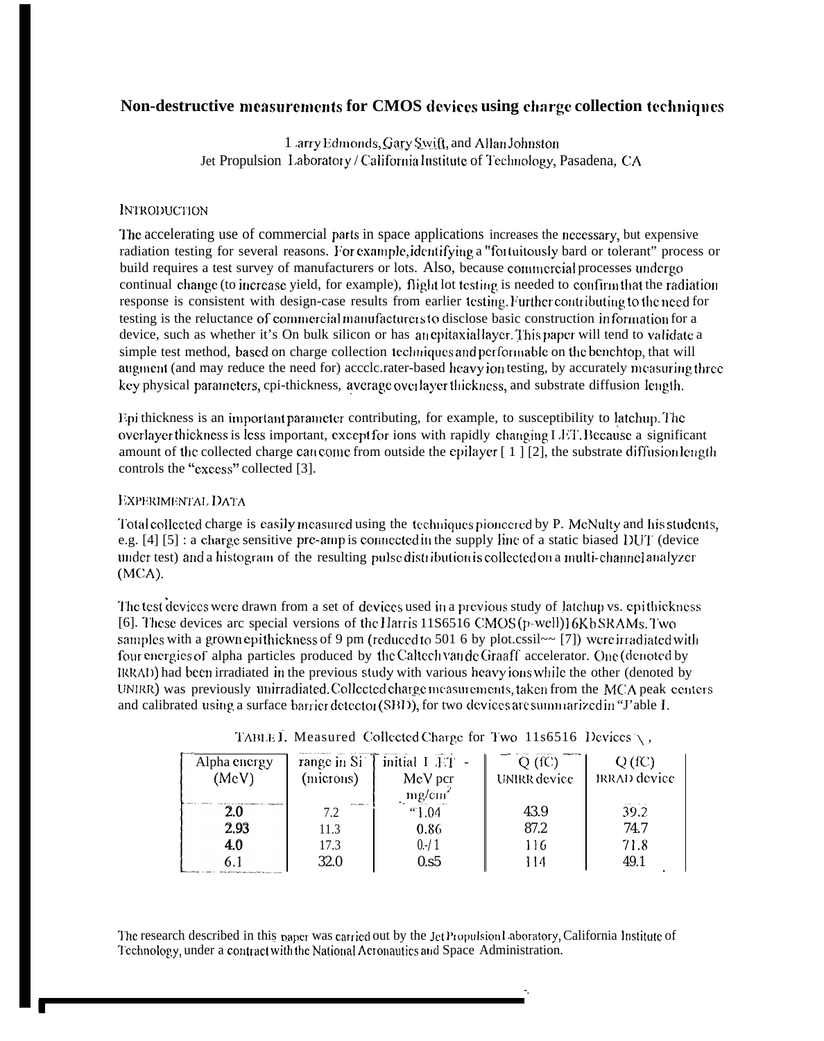# Non-destructive measurements for CMOS devices using charge collection techniques

Larry Edmonds, Gary Swift, and Allan Johnston
Jet Propulsion Laboratory / California Institute of Technology, Pasadena, CA

## INTRODUCTION

The accelerating use of commercial parts in space applications increases the necessary, but expensive radiation testing for several reasons. For example, identifying a "fortuitously bard or tolerant" process or build requires a test survey of manufacturers or lots. Also, because commercial processes undergo continual change (to increase yield, for example), flight lot testing is needed to confirm that the radiation response is consistent with design-case results from earlier testing. Further contributing to the need for testing is the reluctance of commercial manufacturers to disclose basic construction information for a device, such as whether it's On bulk silicon or has an epitaxial layer. This paper will tend to validate a simple test method, based on charge collection techniques and performable on the benchtop, that will augment (and may reduce the need for) accelerater-based heavy ion testing, by accurately measuring three key physical parameters, epi-thickness, average overlayer thickness, and substrate diffusion length.

Epi thickness is an important parameter contributing, for example, to susceptibility to latchup. The overlayer thickness is less important, except for ions with rapidly changing LET. Because a significant amount of the collected charge can come from outside the epilayer [1] [2], the substrate diffusion length controls the "excess" collected [3].

## EXPERIMENTAL DATA

Total collected charge is easily measured using the techniques pioneered by P. McNulty and his students, e.g. [4] [5] : a charge sensitive pre-amp is connected in the supply line of a static biased DUT (device under test) and a histogram of the resulting pulse distribution is collected on a multi-channel analyzer (MCA).

The test devices were drawn from a set of devices used in a previous study of latchup vs. epi thickness [6]. These devices are special versions of the Harris 11S6516 CMOS (p-well) 16Kb SRAMs. Two samples with a grown epi thickness of 9 μm (reduced to 5 or 6 by plot.cssil~~ [7]) were irradiated with four energies of alpha particles produced by the Caltech van de Graaff accelerator. One (denoted by IRRAD) had been irradiated in the previous study with various heavy ions while the other (denoted by UNIRR) was previously unirradiated. Collected charge measurements, taken from the MCA peak centers and calibrated using a surface barrier detector (SBD), for two devices are summarized in Table I.

TABLE I. Measured Collected Charge for Two 11s6516 Devices

| Alpha energy (MeV) | range in Si (microns) | initial LET - MeV per mg/cm$^2$ | Q (fC) UNIRR device | Q (fC) IRRAD device |
|---|---|---|---|---|
| **2.0** | 7.2 | "1.04 | 43.9 | 39.2 |
| **2.93** | 11.3 | 0.86 | 87.2 | 74.7 |
| **4.0** | 17.3 | 0.-/1 | 116 | 71.8 |
| 6.1 | 32.0 | 0.s5 | 114 | 49.1 |

The research described in this paper was carried out by the Jet Propulsion Laboratory, California Institute of Technology, under a contract with the National Aeronautics and Space Administration.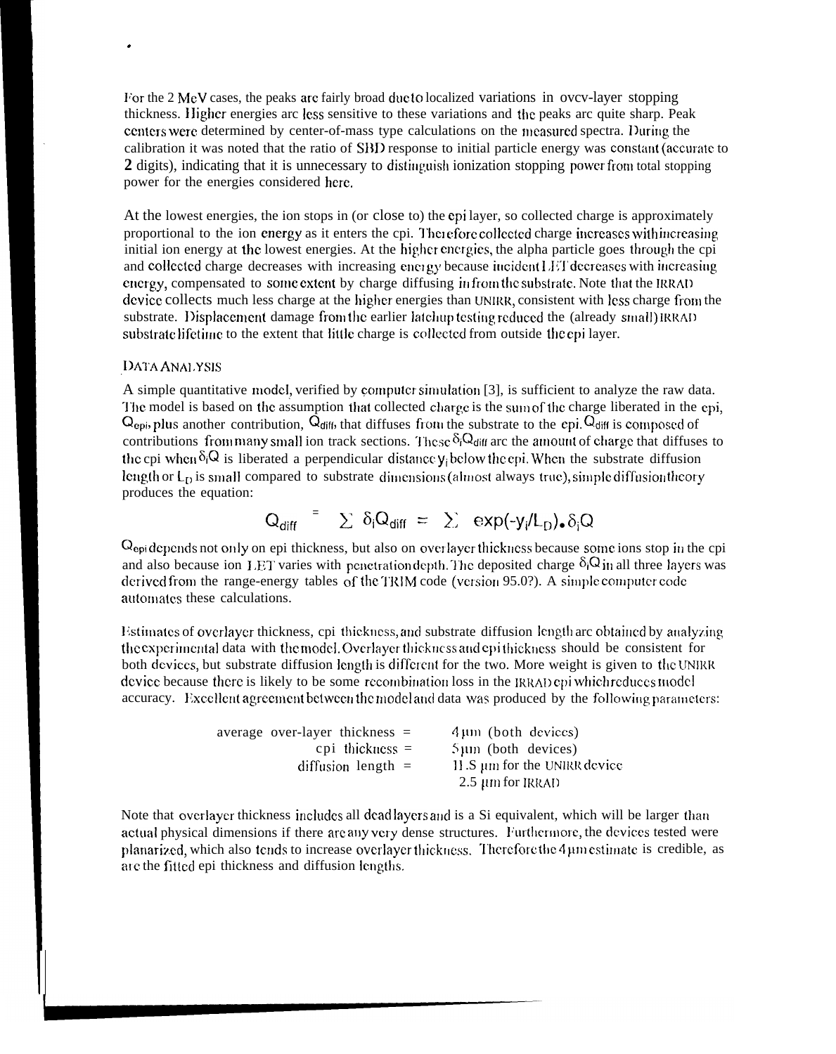For the 2 MeV cases, the peaks are fairly broad due to localized variations in over-layer stopping thickness. Higher energies are less sensitive to these variations and the peaks are quite sharp. Peak centers were determined by center-of-mass type calculations on the measured spectra. During the calibration it was noted that the ratio of SBD response to initial particle energy was constant (accurate to 2 digits), indicating that it is unnecessary to distinguish ionization stopping power from total stopping power for the energies considered here.

At the lowest energies, the ion stops in (or close to) the epi layer, so collected charge is approximately proportional to the ion energy as it enters the epi. Therefore collected charge increases with increasing initial ion energy at the lowest energies. At the higher energies, the alpha particle goes through the epi and collected charge decreases with increasing energy because incident LET decreases with increasing energy, compensated to some extent by charge diffusing in from the substrate. Note that the IRRAD device collects much less charge at the higher energies than UNIRR, consistent with less charge from the substrate. Displacement damage from the earlier latchup testing reduced the (already small) IRRAD substrate lifetime to the extent that little charge is collected from outside the epi layer.

### DATA ANALYSIS

A simple quantitative model, verified by computer simulation [3], is sufficient to analyze the raw data. The model is based on the assumption that collected charge is the sum of the charge liberated in the epi, $Q_{epi}$, plus another contribution, $Q_{diff}$, that diffuses from the substrate to the epi. $Q_{diff}$ is composed of contributions from many small ion track sections. These $\delta_i Q_{diff}$ are the amount of charge that diffuses to the epi when $\delta_i Q$ is liberated a perpendicular distance $y_i$ below the epi. When the substrate diffusion length or $L_D$ is small compared to substrate dimensions (almost always true), simple diffusion theory produces the equation:

$$Q_{diff} = \sum \delta_i Q_{diff} = \sum \exp(-y_i/L_D) \cdot \delta_i Q$$

$Q_{epi}$ depends not only on epi thickness, but also on overlayer thickness because some ions stop in the epi and also because ion LET varies with penetration depth. The deposited charge $\delta_i Q$ in all three layers was derived from the range-energy tables of the TRIM code (version 95.0?). A simple computer code automates these calculations.

Estimates of overlayer thickness, epi thickness, and substrate diffusion length are obtained by analyzing the experimental data with the model. Overlayer thickness and epi thickness should be consistent for both devices, but substrate diffusion length is different for the two. More weight is given to the UNIRR device because there is likely to be some recombination loss in the IRRAD epi which reduces model accuracy. Excellent agreement between the model and data was produced by the following parameters:

| | |
|---|---|
| average over-layer thickness = | 4 µm (both devices) |
| epi thickness = | 5 µm (both devices) |
| diffusion length = | 11.5 µm for the UNIRR device |
| | 2.5 µm for IRRAD |

Note that overlayer thickness includes all dead layers and is a Si equivalent, which will be larger than actual physical dimensions if there are any very dense structures. Furthermore, the devices tested were planarized, which also tends to increase overlayer thickness. Therefore the 4 µm estimate is credible, as are the fitted epi thickness and diffusion lengths.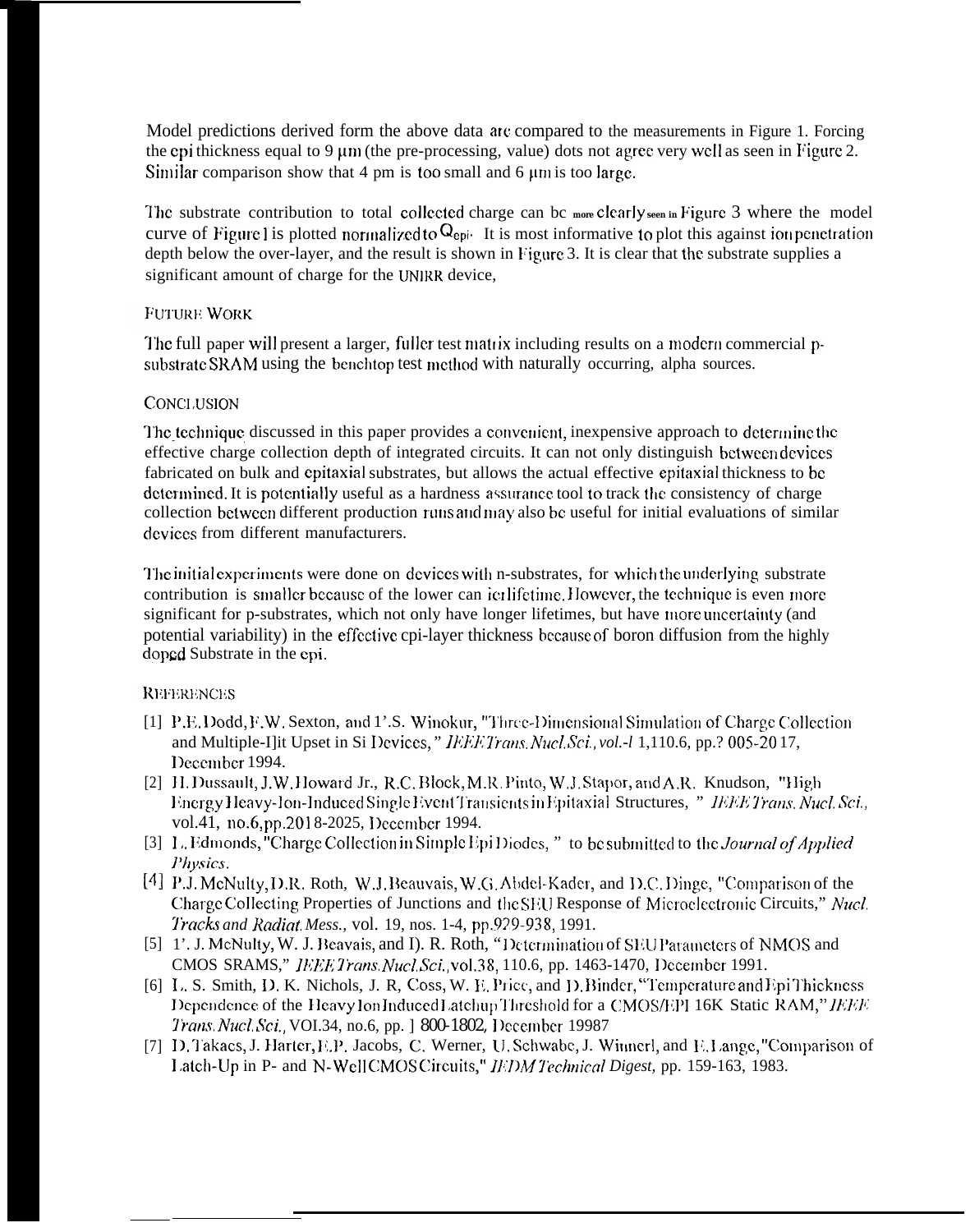Model predictions derived form the above data are compared to the measurements in Figure 1. Forcing the epi thickness equal to 9 μm (the pre-processing, value) dots not agree very well as seen in Figure 2. Similar comparison show that 4 pm is too small and 6 μm is too large.

The substrate contribution to total collected charge can bc more clearly seen in Figure 3 where the model curve of Figure 1 is plotted normalized to $Q_{epi}$. It is most informative to plot this against ion penetration depth below the over-layer, and the result is shown in Figure 3. It is clear that the substrate supplies a significant amount of charge for the UNIRR device,

## FUTURE WORK

The full paper will present a larger, fuller test matrix including results on a modern commercial p-substrate SRAM using the benchtop test method with naturally occurring, alpha sources.

## CONCLUSION

The technique discussed in this paper provides a convenient, inexpensive approach to determine the effective charge collection depth of integrated circuits. It can not only distinguish between devices fabricated on bulk and epitaxial substrates, but allows the actual effective epitaxial thickness to be determined. It is potentially useful as a hardness assurance tool to track the consistency of charge collection between different production runs and may also be useful for initial evaluations of similar devices from different manufacturers.

The initial experiments were done on devices with n-substrates, for which the underlying substrate contribution is smaller because of the lower can ier lifetime. However, the technique is even more significant for p-substrates, which not only have longer lifetimes, but have more uncertainty (and potential variability) in the effective cpi-layer thickness because of boron diffusion from the highly doped Substrate in the epi.

## REFERENCES

[1] P.E. Dodd, F.W. Sexton, and P.S. Winokur, "Three-Dimensional Simulation of Charge Collection and Multiple-Bit Upset in Si Devices," *IEEE Trans. Nucl. Sci., vol.-l* 1,110.6, pp.? 005-20 17, December 1994.

[2] H. Dussault, J.W. Howard Jr., R.C. Block, M.R. Pinto, W.J. Stapor, and A.R. Knudson, "High Energy Heavy-Ion-Induced Single Event Transients in Epitaxial Structures," *IEEE Trans. Nucl. Sci.*, vol.41, no.6, pp.2018-2025, December 1994.

[3] L. Edmonds, "Charge Collection in Simple Epi Diodes," to be submitted to the *Journal of Applied Physics*.

[4] P.J. McNulty, D.R. Roth, W.J. Beauvais, W.G. Abdel-Kader, and D.C. Dinge, "Comparison of the Charge Collecting Properties of Junctions and the SEU Response of Microelectronic Circuits," *Nucl. Tracks and Radiat. Mess.*, vol. 19, nos. 1-4, pp.929-938, 1991.

[5] P. J. McNulty, W. J. Beavais, and D. R. Roth, "Determination of SEU Parameters of NMOS and CMOS SRAMS," *IEEE Trans. Nucl. Sci.*, vol.38, 110.6, pp. 1463-1470, December 1991.

[6] L. S. Smith, D. K. Nichols, J. R, Coss, W. E. Price, and D. Binder, "Temperature and Epi Thickness Dependence of the Heavy Ion Induced Latchup Threshold for a CMOS/EPI 16K Static RAM," *IEEE Trans. Nucl. Sci.*, VOl.34, no.6, pp. 1800-1802, December 19987

[7] D. Takacs, J. Harter, E.P. Jacobs, C. Werner, U. Schwabe, J. Winnerl, and E. Lange, "Comparison of Latch-Up in P- and N-Well CMOS Circuits," *IEDM Technical Digest*, pp. 159-163, 1983.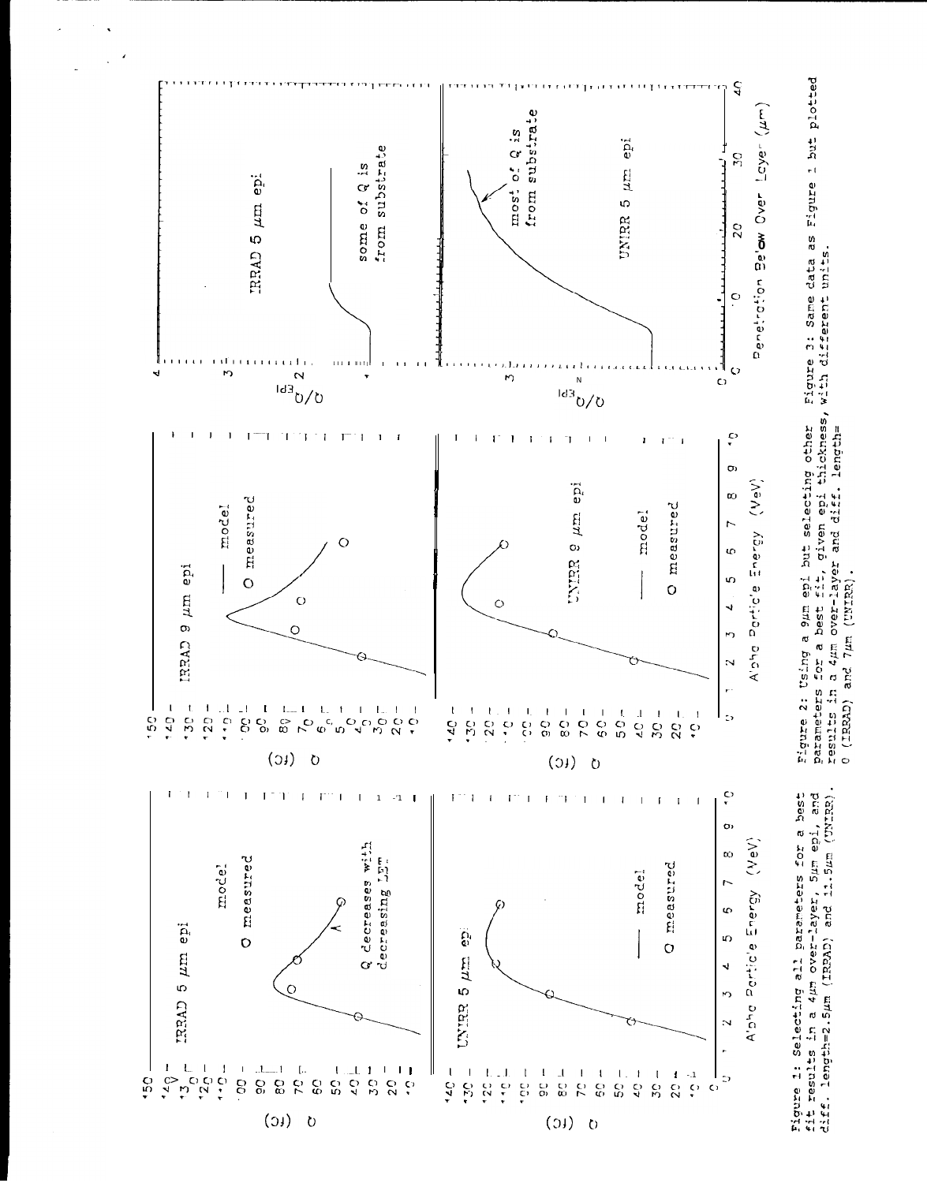IRRAD 5 $\mu$m epi

model

O measured

Q decreases with decreasing LET

UNIRR 5 $\mu$m epi

— model

O measured

Q (fC)

Alpha Particle Energy (MeV)

Figure 1: Selecting all parameters for a best fit results in a 4$\mu$m over-layer, 5$\mu$m epi, and diff. length=2.5$\mu$m (IRRAD) and 11.5$\mu$m (UNIRR).

IRRAD 9 $\mu$m epi

— model

O measured

UNIRR 9 $\mu$m epi

— model

O measured

Q (fC)

Alpha Particle Energy (MeV)

Figure 2: Using a 9$\mu$m epi but selecting other parameters for a best fit, given epi thickness, results in a 4$\mu$m over-layer and diff. length=0 (IRRAD) and 7$\mu$m (UNIRR).

IRRAD 5 $\mu$m epi

some of Q is from substrate

UNIRR 5 $\mu$m epi

most of Q is from substrate

$Q/Q_{EPI}$

Penetration Below Over Layer ($\mu$m)

Figure 3: Same data as Figure 1 but plotted with different units.